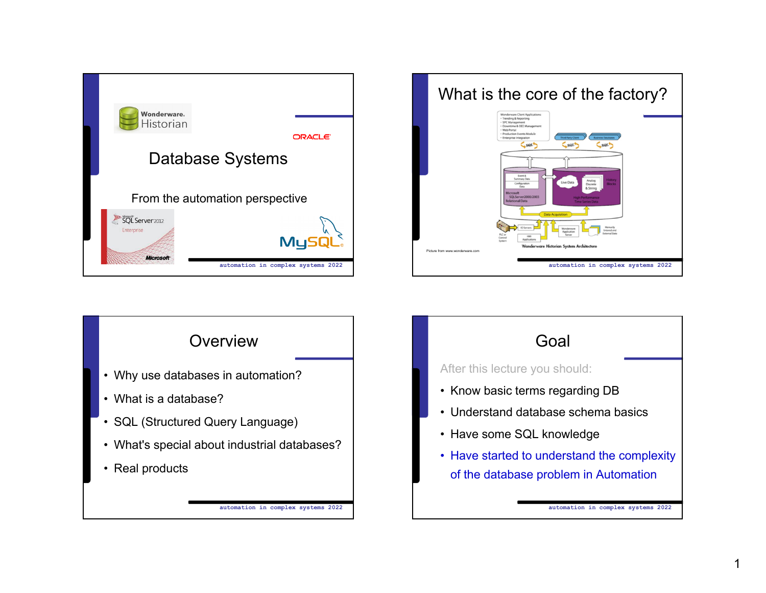# Database Systems

From the automation perspective

# What is the core of the factory?

Picture from www.wonderware.com

# Overview

- Why use databases in automation?
- What is a database?
- SQL (Structured Query Language)
- What's special about industrial databases?
- Real products

# Goal

After this lecture you should:

- Know basic terms regarding DB
- Understand database schema basics
- Have some SQL knowledge
- Have started to understand the complexity of the database problem in Automation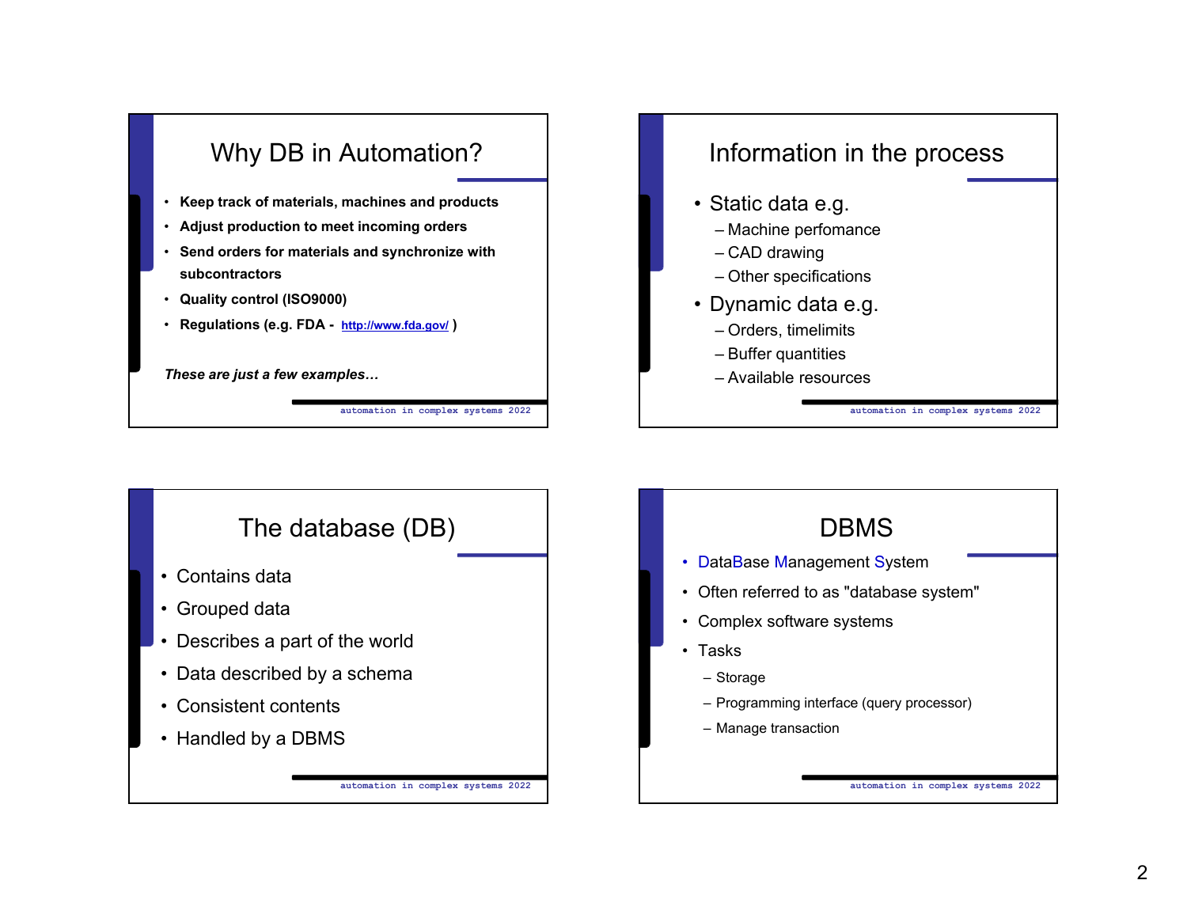## Why DB in Automation?

- **Keep track of materials, machines and products**
- **Adjust production to meet incoming orders**
- **Send orders for materials and synchronize with subcontractors**
- **Quality control (ISO9000)**
- **Regulations (e.g. FDA - http://www.fda.gov/ )**

***These are just a few examples…***

## Information in the process

- Static data e.g.
  - Machine perfomance
  - CAD drawing
  - Other specifications
- Dynamic data e.g.
  - Orders, timelimits
  - Buffer quantities
  - Available resources

## The database (DB)

- Contains data
- Grouped data
- Describes a part of the world
- Data described by a schema
- Consistent contents
- Handled by a DBMS

## DBMS

- DataBase Management System
- Often referred to as "database system"
- Complex software systems
- Tasks
  - Storage
  - Programming interface (query processor)
  - Manage transaction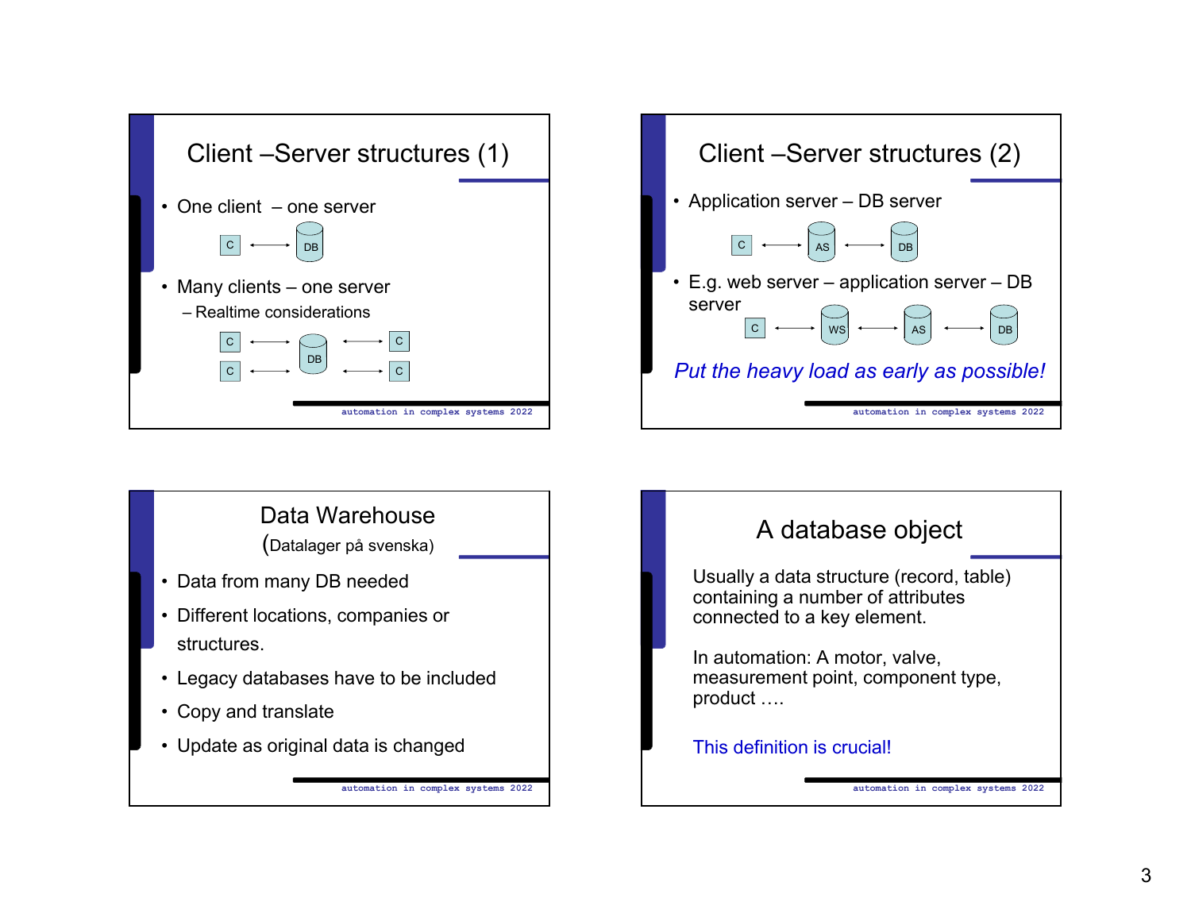## Client –Server structures (1)

- One client – one server

C ⟷ DB

- Many clients – one server
  - Realtime considerations

C ⟷ DB ⟷ C
C ⟷ DB ⟷ C

## Client –Server structures (2)

- Application server – DB server

C ⟷ AS ⟷ DB

- E.g. web server – application server – DB server

C ⟷ WS ⟷ AS ⟷ DB

*Put the heavy load as early as possible!*

## Data Warehouse

(Datalager på svenska)

- Data from many DB needed
- Different locations, companies or structures.
- Legacy databases have to be included
- Copy and translate
- Update as original data is changed

## A database object

Usually a data structure (record, table) containing a number of attributes connected to a key element.

In automation: A motor, valve, measurement point, component type, product ….

This definition is crucial!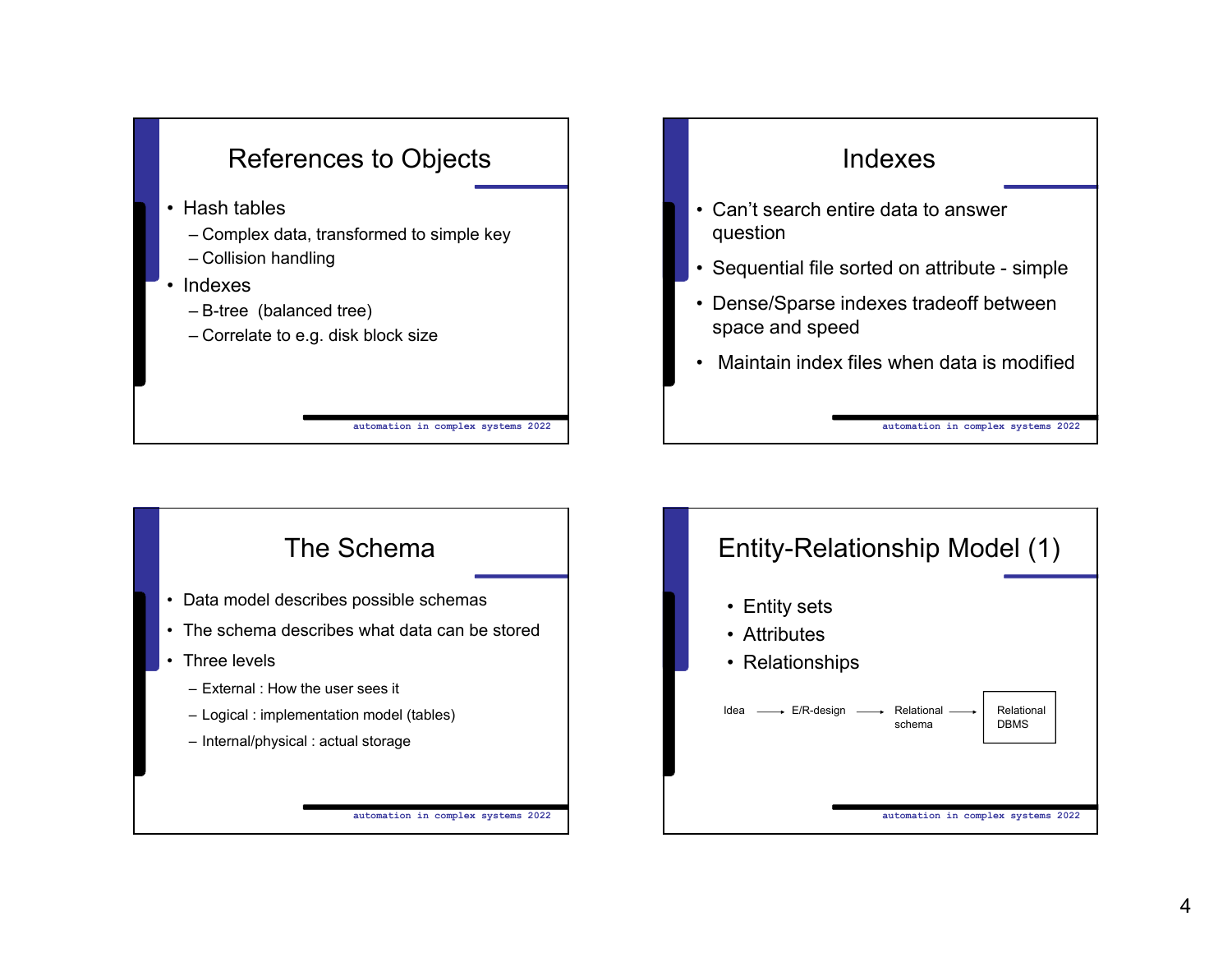## References to Objects

- Hash tables
  - Complex data, transformed to simple key
  - Collision handling
- Indexes
  - B-tree (balanced tree)
  - Correlate to e.g. disk block size

## Indexes

- Can't search entire data to answer question
- Sequential file sorted on attribute - simple
- Dense/Sparse indexes tradeoff between space and speed
- Maintain index files when data is modified

## The Schema

- Data model describes possible schemas
- The schema describes what data can be stored
- Three levels
  - External : How the user sees it
  - Logical : implementation model (tables)
  - Internal/physical : actual storage

## Entity-Relationship Model (1)

- Entity sets
- Attributes
- Relationships

Idea → E/R-design → Relational schema → Relational DBMS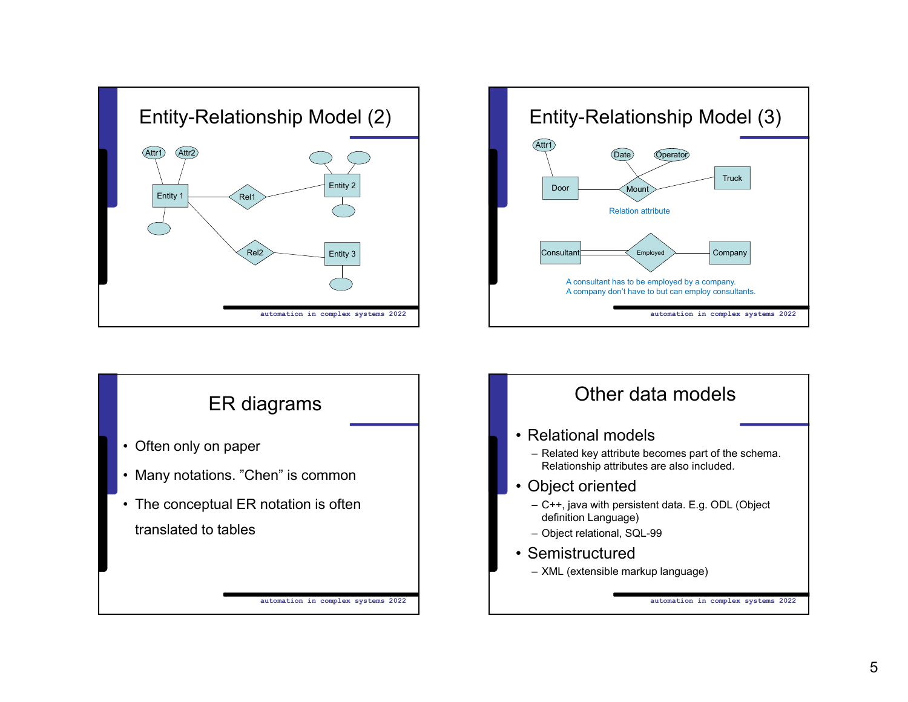# Entity-Relationship Model (2)

Attr1 Attr2

Entity 1 — Rel1 — Entity 2

Entity 1 — Rel2 — Entity 3

# Entity-Relationship Model (3)

Attr1

Door — Mount — Truck

Date Operator

Relation attribute

Consultant — Employed — Company

A consultant has to be employed by a company.
A company don't have to but can employ consultants.

# ER diagrams

- Often only on paper
- Many notations. "Chen" is common
- The conceptual ER notation is often translated to tables

# Other data models

- Relational models
  - Related key attribute becomes part of the schema. Relationship attributes are also included.
- Object oriented
  - C++, java with persistent data. E.g. ODL (Object definition Language)
  - Object relational, SQL-99
- Semistructured
  - XML (extensible markup language)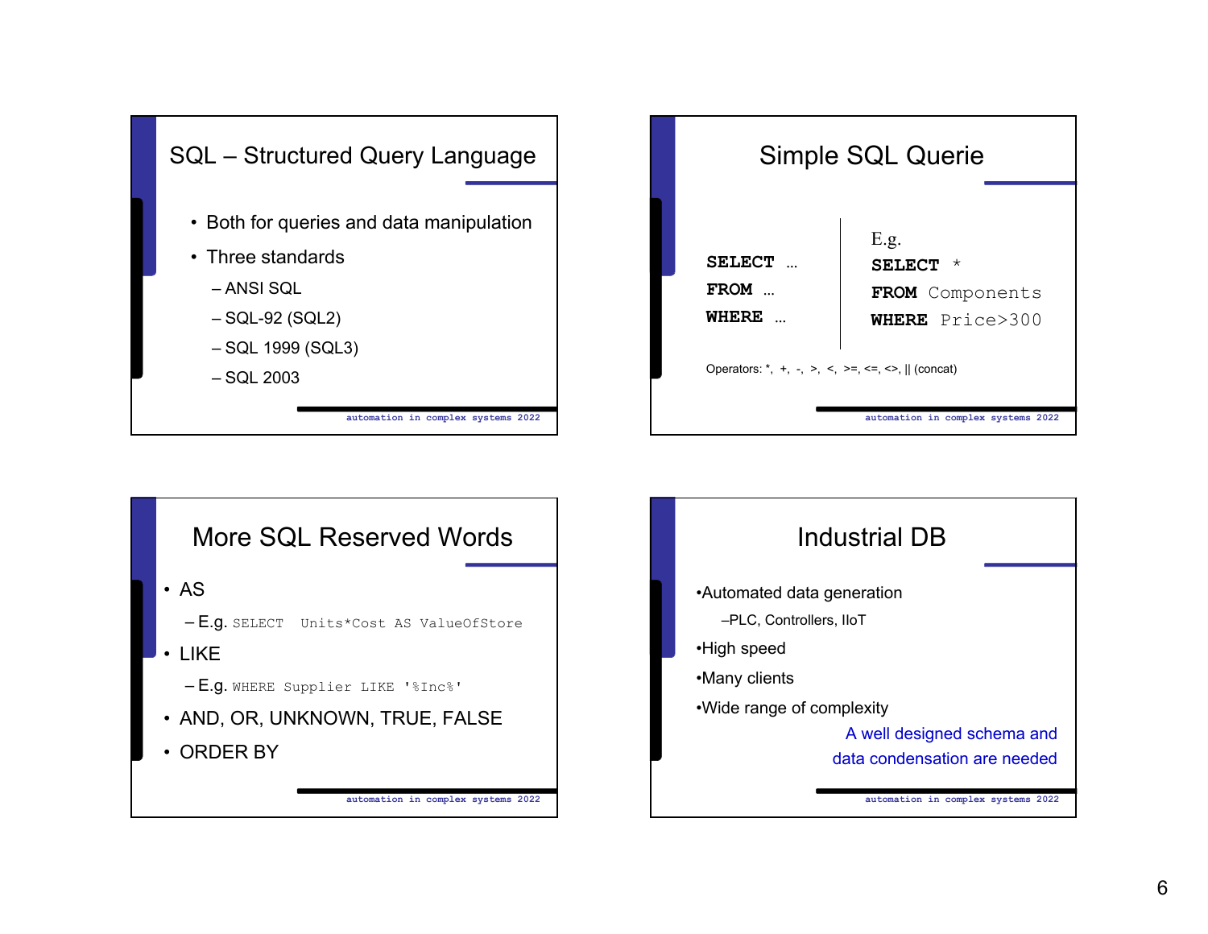## SQL – Structured Query Language

- Both for queries and data manipulation
- Three standards
  - ANSI SQL
  - SQL-92 (SQL2)
  - SQL 1999 (SQL3)
  - SQL 2003

## Simple SQL Querie

```
SELECT ...
FROM ...
WHERE ...
```

E.g.

```
SELECT *
FROM Components
WHERE Price>300
```

Operators: *, +, -, >, <, >=, <=, <>, || (concat)

## More SQL Reserved Words

- AS
  - E.g. `SELECT Units*Cost AS ValueOfStore`
- LIKE
  - E.g. `WHERE Supplier LIKE '%Inc%'`
- AND, OR, UNKNOWN, TRUE, FALSE
- ORDER BY

## Industrial DB

- Automated data generation
  - PLC, Controllers, IIoT
- High speed
- Many clients
- Wide range of complexity

A well designed schema and data condensation are needed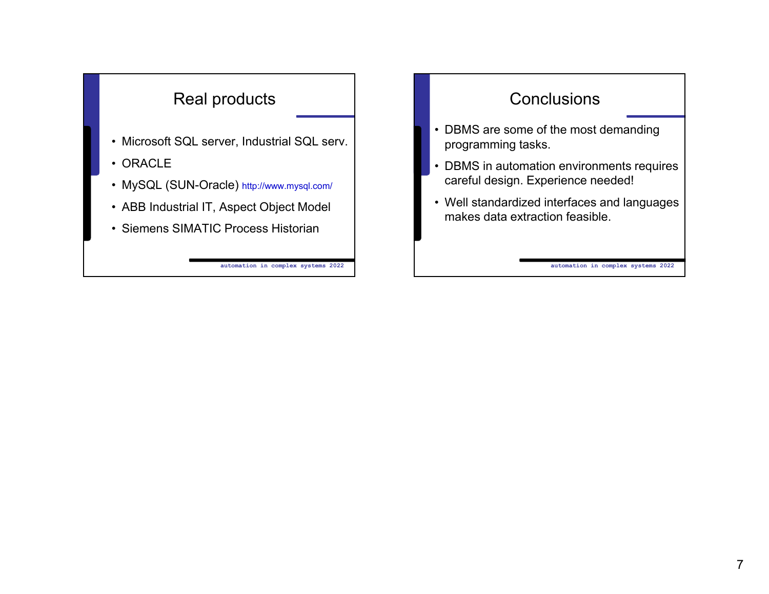## Real products

- Microsoft SQL server, Industrial SQL serv.
- ORACLE
- MySQL (SUN-Oracle) http://www.mysql.com/
- ABB Industrial IT, Aspect Object Model
- Siemens SIMATIC Process Historian

## Conclusions

- DBMS are some of the most demanding programming tasks.
- DBMS in automation environments requires careful design. Experience needed!
- Well standardized interfaces and languages makes data extraction feasible.